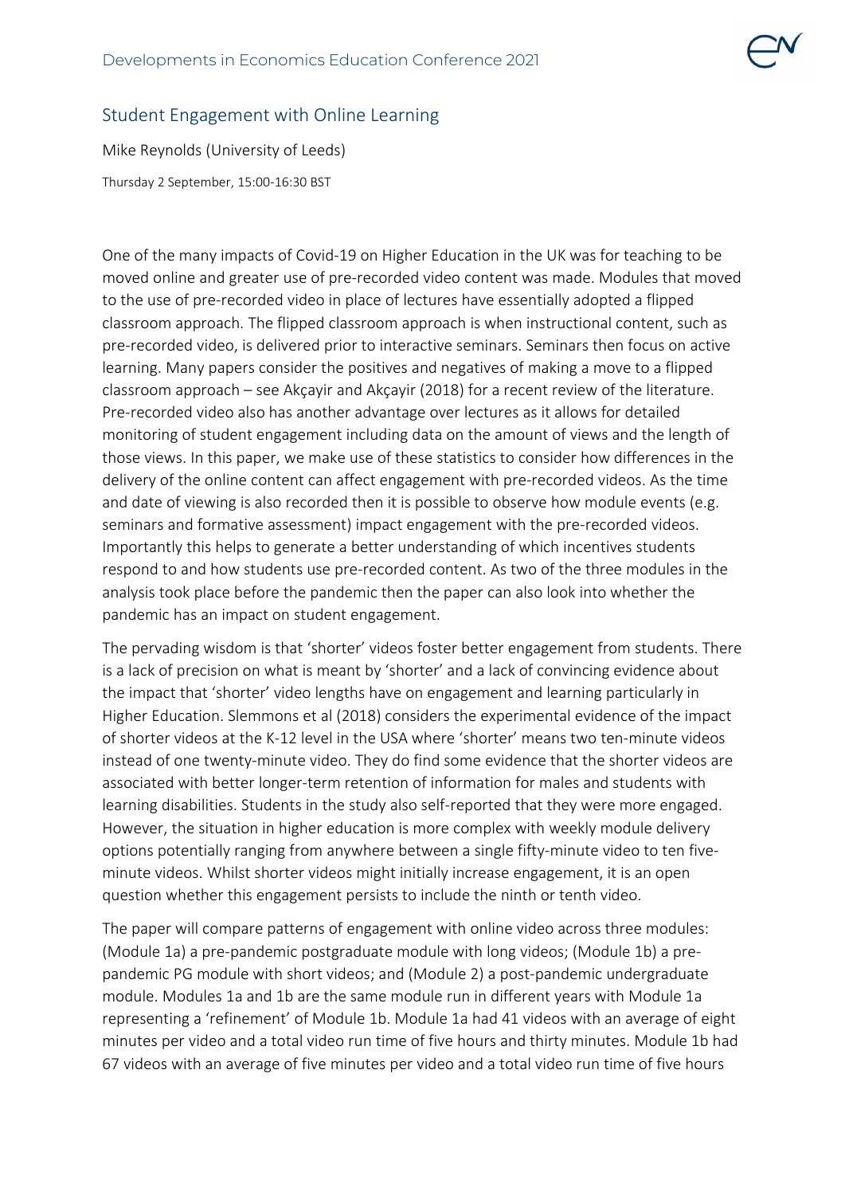# Student Engagement with Online Learning

Mike Reynolds (University of Leeds)

Thursday 2 September, 15:00-16:30 BST

One of the many impacts of Covid-19 on Higher Education in the UK was for teaching to be moved online and greater use of pre-recorded video content was made. Modules that moved to the use of pre-recorded video in place of lectures have essentially adopted a flipped classroom approach. The flipped classroom approach is when instructional content, such as pre-recorded video, is delivered prior to interactive seminars. Seminars then focus on active learning. Many papers consider the positives and negatives of making a move to a flipped classroom approach – see Akçayir and Akçayir (2018) for a recent review of the literature. Pre-recorded video also has another advantage over lectures as it allows for detailed monitoring of student engagement including data on the amount of views and the length of those views. In this paper, we make use of these statistics to consider how differences in the delivery of the online content can affect engagement with pre-recorded videos. As the time and date of viewing is also recorded then it is possible to observe how module events (e.g. seminars and formative assessment) impact engagement with the pre-recorded videos. Importantly this helps to generate a better understanding of which incentives students respond to and how students use pre-recorded content. As two of the three modules in the analysis took place before the pandemic then the paper can also look into whether the pandemic has an impact on student engagement.

The pervading wisdom is that 'shorter' videos foster better engagement from students. There is a lack of precision on what is meant by 'shorter' and a lack of convincing evidence about the impact that 'shorter' video lengths have on engagement and learning particularly in Higher Education. Slemmons et al (2018) considers the experimental evidence of the impact of shorter videos at the K-12 level in the USA where 'shorter' means two ten-minute videos instead of one twenty-minute video. They do find some evidence that the shorter videos are associated with better longer-term retention of information for males and students with learning disabilities. Students in the study also self-reported that they were more engaged. However, the situation in higher education is more complex with weekly module delivery options potentially ranging from anywhere between a single fifty-minute video to ten five-minute videos. Whilst shorter videos might initially increase engagement, it is an open question whether this engagement persists to include the ninth or tenth video.

The paper will compare patterns of engagement with online video across three modules: (Module 1a) a pre-pandemic postgraduate module with long videos; (Module 1b) a pre-pandemic PG module with short videos; and (Module 2) a post-pandemic undergraduate module. Modules 1a and 1b are the same module run in different years with Module 1a representing a 'refinement' of Module 1b. Module 1a had 41 videos with an average of eight minutes per video and a total video run time of five hours and thirty minutes. Module 1b had 67 videos with an average of five minutes per video and a total video run time of five hours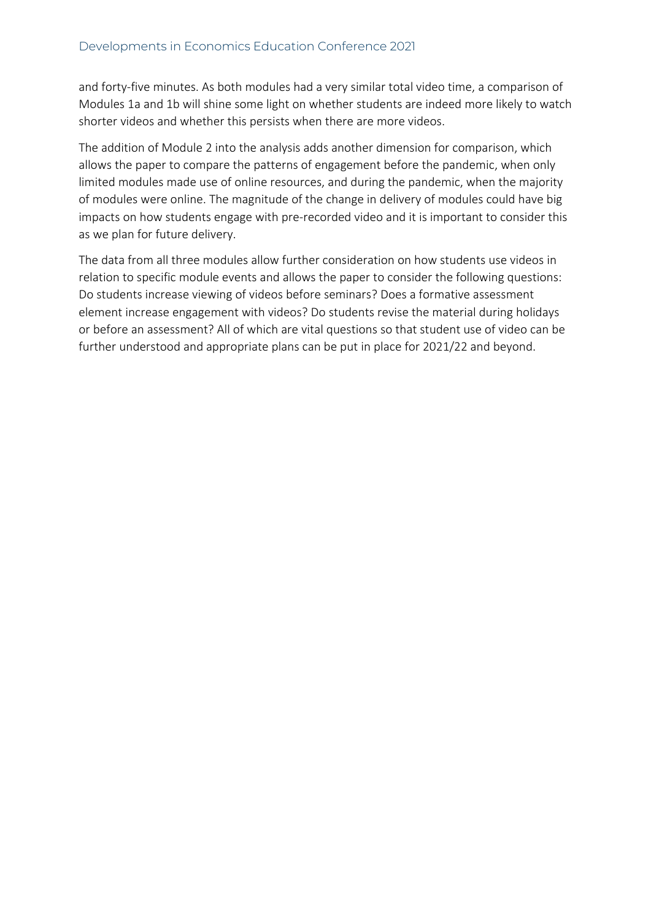and forty-five minutes. As both modules had a very similar total video time, a comparison of Modules 1a and 1b will shine some light on whether students are indeed more likely to watch shorter videos and whether this persists when there are more videos.

The addition of Module 2 into the analysis adds another dimension for comparison, which allows the paper to compare the patterns of engagement before the pandemic, when only limited modules made use of online resources, and during the pandemic, when the majority of modules were online. The magnitude of the change in delivery of modules could have big impacts on how students engage with pre-recorded video and it is important to consider this as we plan for future delivery.

The data from all three modules allow further consideration on how students use videos in relation to specific module events and allows the paper to consider the following questions: Do students increase viewing of videos before seminars? Does a formative assessment element increase engagement with videos? Do students revise the material during holidays or before an assessment? All of which are vital questions so that student use of video can be further understood and appropriate plans can be put in place for 2021/22 and beyond.